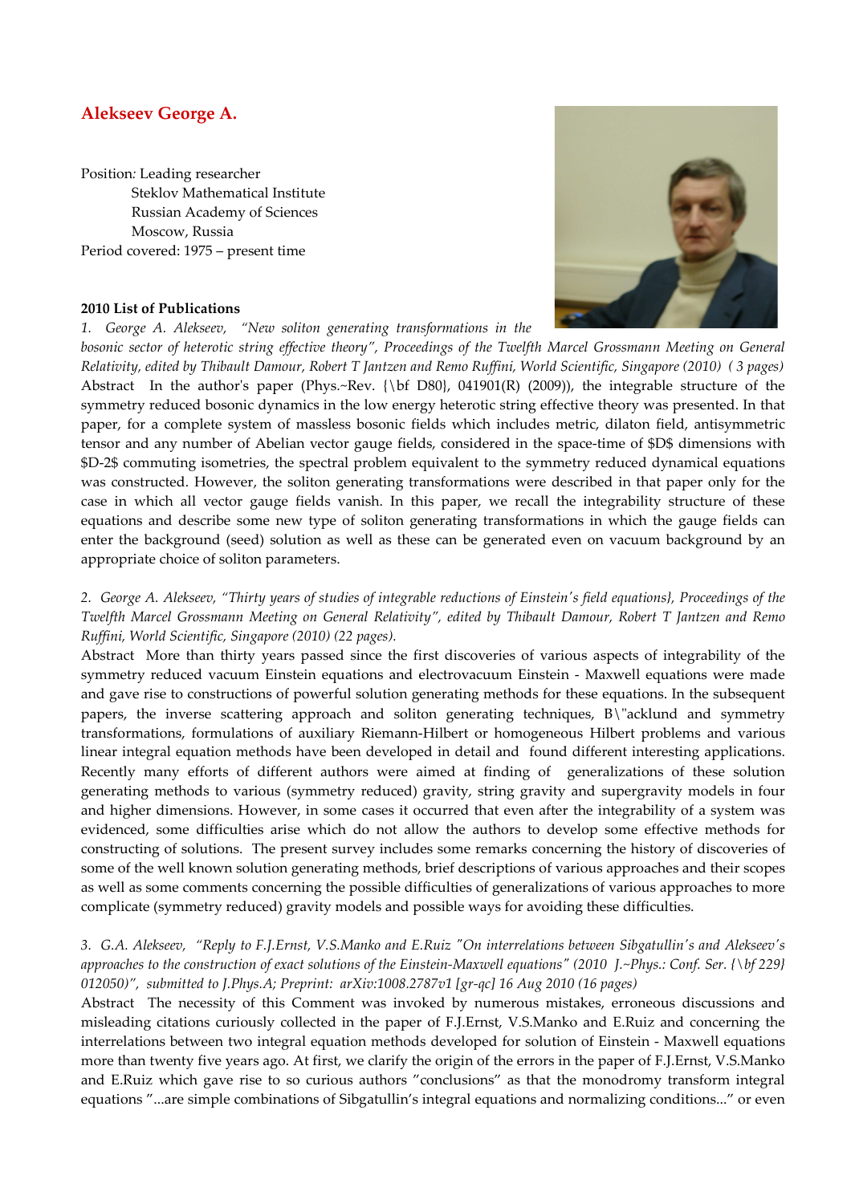## Alekseev George A.

Position*:* Leading researcher
Steklov Mathematical Institute
Russian Academy of Sciences
Moscow, Russia
Period covered: 1975 – present time

**2010 List of Publications**

1. *George A. Alekseev, "New soliton generating transformations in the bosonic sector of heterotic string effective theory", Proceedings of the Twelfth Marcel Grossmann Meeting on General Relativity, edited by Thibault Damour, Robert T Jantzen and Remo Ruffini, World Scientific, Singapore (2010) ( 3 pages)*

Abstract In the author's paper (Phys.~Rev. {\bf D80}, 041901(R) (2009)), the integrable structure of the symmetry reduced bosonic dynamics in the low energy heterotic string effective theory was presented. In that paper, for a complete system of massless bosonic fields which includes metric, dilaton field, antisymmetric tensor and any number of Abelian vector gauge fields, considered in the space-time of $D$ dimensions with $D-2$ commuting isometries, the spectral problem equivalent to the symmetry reduced dynamical equations was constructed. However, the soliton generating transformations were described in that paper only for the case in which all vector gauge fields vanish. In this paper, we recall the integrability structure of these equations and describe some new type of soliton generating transformations in which the gauge fields can enter the background (seed) solution as well as these can be generated even on vacuum background by an appropriate choice of soliton parameters.

2. *George A. Alekseev, "Thirty years of studies of integrable reductions of Einstein's field equations}, Proceedings of the Twelfth Marcel Grossmann Meeting on General Relativity", edited by Thibault Damour, Robert T Jantzen and Remo Ruffini, World Scientific, Singapore (2010) (22 pages).*

Abstract More than thirty years passed since the first discoveries of various aspects of integrability of the symmetry reduced vacuum Einstein equations and electrovacuum Einstein - Maxwell equations were made and gave rise to constructions of powerful solution generating methods for these equations. In the subsequent papers, the inverse scattering approach and soliton generating techniques, B\"acklund and symmetry transformations, formulations of auxiliary Riemann-Hilbert or homogeneous Hilbert problems and various linear integral equation methods have been developed in detail and found different interesting applications. Recently many efforts of different authors were aimed at finding of generalizations of these solution generating methods to various (symmetry reduced) gravity, string gravity and supergravity models in four and higher dimensions. However, in some cases it occurred that even after the integrability of a system was evidenced, some difficulties arise which do not allow the authors to develop some effective methods for constructing of solutions. The present survey includes some remarks concerning the history of discoveries of some of the well known solution generating methods, brief descriptions of various approaches and their scopes as well as some comments concerning the possible difficulties of generalizations of various approaches to more complicate (symmetry reduced) gravity models and possible ways for avoiding these difficulties.

3. *G.A. Alekseev, "Reply to F.J.Ernst, V.S.Manko and E.Ruiz "On interrelations between Sibgatullin's and Alekseev's approaches to the construction of exact solutions of the Einstein-Maxwell equations" (2010 J.~Phys.: Conf. Ser. {\bf 229} 012050)", submitted to J.Phys.A; Preprint: arXiv:1008.2787v1 [gr-qc] 16 Aug 2010 (16 pages)*

Abstract The necessity of this Comment was invoked by numerous mistakes, erroneous discussions and misleading citations curiously collected in the paper of F.J.Ernst, V.S.Manko and E.Ruiz and concerning the interrelations between two integral equation methods developed for solution of Einstein - Maxwell equations more than twenty five years ago. At first, we clarify the origin of the errors in the paper of F.J.Ernst, V.S.Manko and E.Ruiz which gave rise to so curious authors "conclusions" as that the monodromy transform integral equations "...are simple combinations of Sibgatullin's integral equations and normalizing conditions..." or even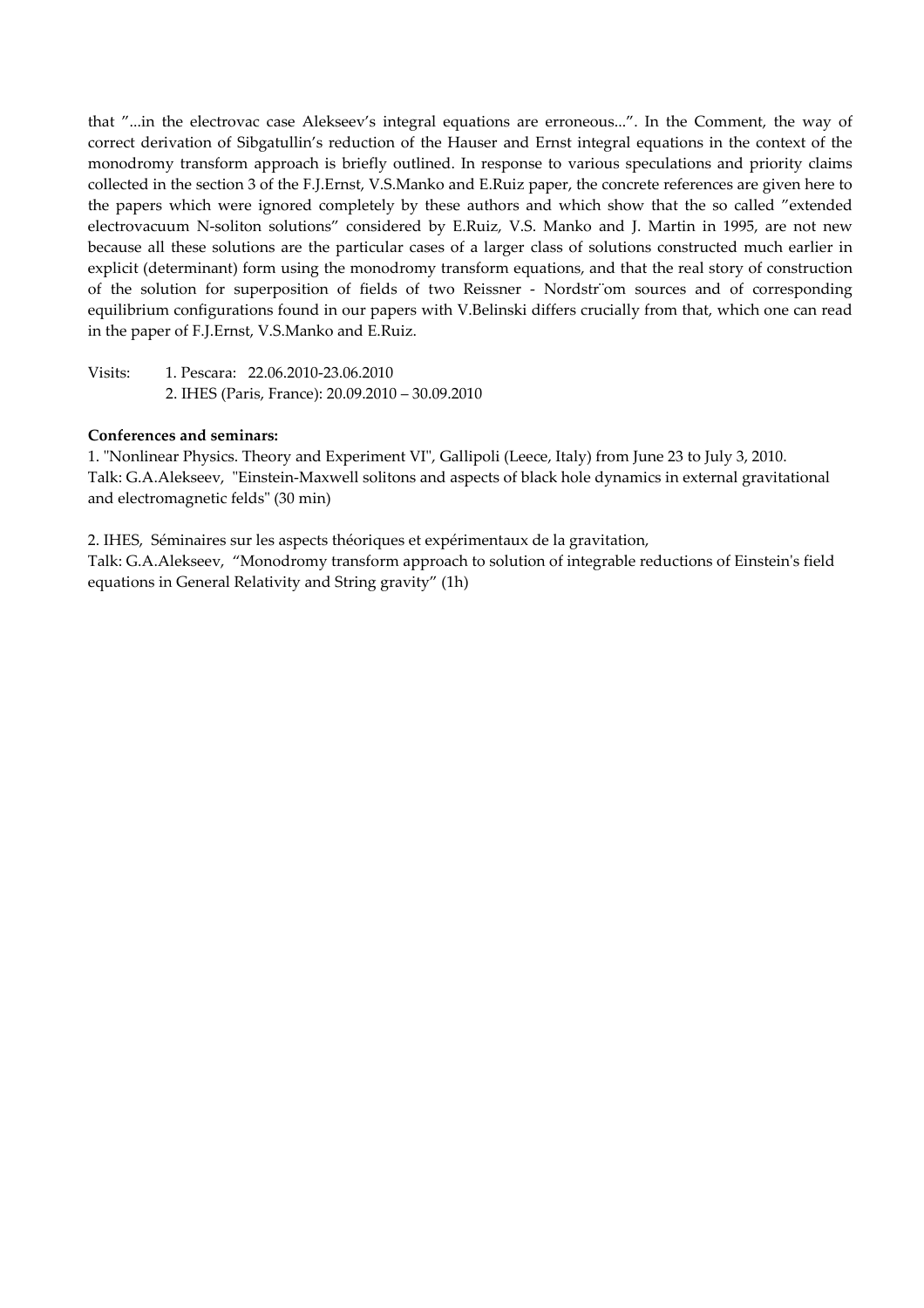that "...in the electrovac case Alekseev's integral equations are erroneous...". In the Comment, the way of correct derivation of Sibgatullin's reduction of the Hauser and Ernst integral equations in the context of the monodromy transform approach is briefly outlined. In response to various speculations and priority claims collected in the section 3 of the F.J.Ernst, V.S.Manko and E.Ruiz paper, the concrete references are given here to the papers which were ignored completely by these authors and which show that the so called "extended electrovacuum N-soliton solutions" considered by E.Ruiz, V.S. Manko and J. Martin in 1995, are not new because all these solutions are the particular cases of a larger class of solutions constructed much earlier in explicit (determinant) form using the monodromy transform equations, and that the real story of construction of the solution for superposition of fields of two Reissner - Nordstr¨om sources and of corresponding equilibrium configurations found in our papers with V.Belinski differs crucially from that, which one can read in the paper of F.J.Ernst, V.S.Manko and E.Ruiz.

Visits:
1. Pescara: 22.06.2010-23.06.2010
2. IHES (Paris, France): 20.09.2010 – 30.09.2010

**Conferences and seminars:**

1. "Nonlinear Physics. Theory and Experiment VI", Gallipoli (Leece, Italy) from June 23 to July 3, 2010.
Talk: G.A.Alekseev, "Einstein-Maxwell solitons and aspects of black hole dynamics in external gravitational and electromagnetic felds" (30 min)

2. IHES, Séminaires sur les aspects théoriques et expérimentaux de la gravitation,
Talk: G.A.Alekseev, "Monodromy transform approach to solution of integrable reductions of Einstein's field equations in General Relativity and String gravity" (1h)